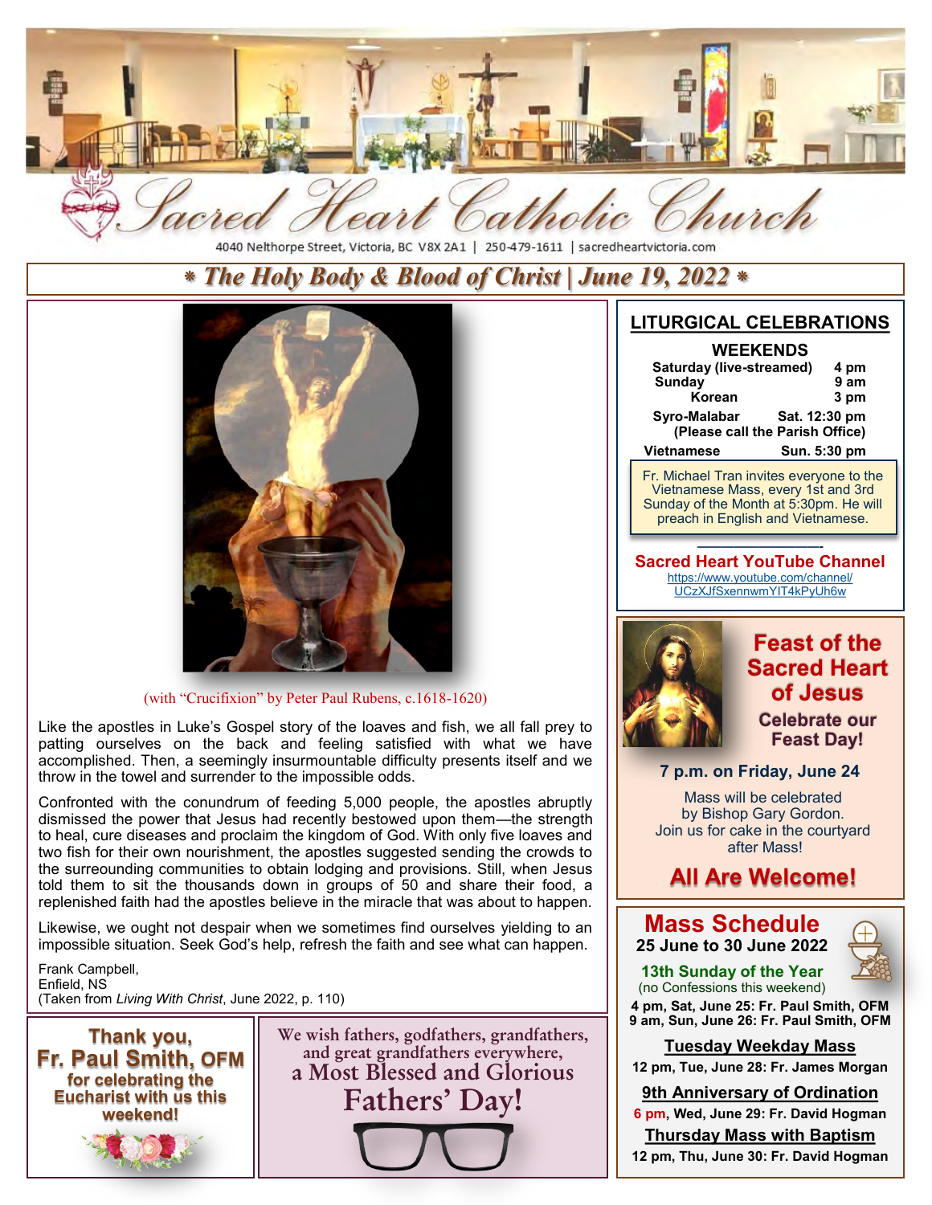# Sacred Heart Catholic Church

4040 Nelthorpe Street, Victoria, BC V8X 2A1 | 250-479-1611 | sacredheartvictoria.com

## * The Holy Body & Blood of Christ | June 19, 2022 *

(with "Crucifixion" by Peter Paul Rubens, c.1618-1620)

Like the apostles in Luke's Gospel story of the loaves and fish, we all fall prey to patting ourselves on the back and feeling satisfied with what we have accomplished. Then, a seemingly insurmountable difficulty presents itself and we throw in the towel and surrender to the impossible odds.

Confronted with the conundrum of feeding 5,000 people, the apostles abruptly dismissed the power that Jesus had recently bestowed upon them—the strength to heal, cure diseases and proclaim the kingdom of God. With only five loaves and two fish for their own nourishment, the apostles suggested sending the crowds to the surrounding communities to obtain lodging and provisions. Still, when Jesus told them to sit the thousands down in groups of 50 and share their food, a replenished faith had the apostles believe in the miracle that was about to happen.

Likewise, we ought not despair when we sometimes find ourselves yielding to an impossible situation. Seek God's help, refresh the faith and see what can happen.

Frank Campbell,
Enfield, NS
(Taken from *Living With Christ*, June 2022, p. 110)

**Thank you, Fr. Paul Smith, OFM for celebrating the Eucharist with us this weekend!**

We wish fathers, godfathers, grandfathers, and great grandfathers everywhere, a Most Blessed and Glorious **Fathers' Day!**

## LITURGICAL CELEBRATIONS

### WEEKENDS

| | |
|---|---|
| **Saturday (live-streamed)** | **4 pm** |
| **Sunday** | **9 am** |
| **Korean** | **3 pm** |
| **Syro-Malabar** | **Sat. 12:30 pm** |
| **(Please call the Parish Office)** | |
| **Vietnamese** | **Sun. 5:30 pm** |

Fr. Michael Tran invites everyone to the Vietnamese Mass, every 1st and 3rd Sunday of the Month at 5:30pm. He will preach in English and Vietnamese.

**Sacred Heart YouTube Channel**
https://www.youtube.com/channel/UCzXJfSxennwmYIT4kPyUh6w

## Feast of the Sacred Heart of Jesus

**Celebrate our Feast Day!**

**7 p.m. on Friday, June 24**

Mass will be celebrated by Bishop Gary Gordon. Join us for cake in the courtyard after Mass!

**All Are Welcome!**

## Mass Schedule

**25 June to 30 June 2022**

**13th Sunday of the Year**
(no Confessions this weekend)

**4 pm, Sat, June 25: Fr. Paul Smith, OFM**
**9 am, Sun, June 26: Fr. Paul Smith, OFM**

**Tuesday Weekday Mass**
**12 pm, Tue, June 28: Fr. James Morgan**

**9th Anniversary of Ordination**
**6 pm, Wed, June 29: Fr. David Hogman**

**Thursday Mass with Baptism**
**12 pm, Thu, June 30: Fr. David Hogman**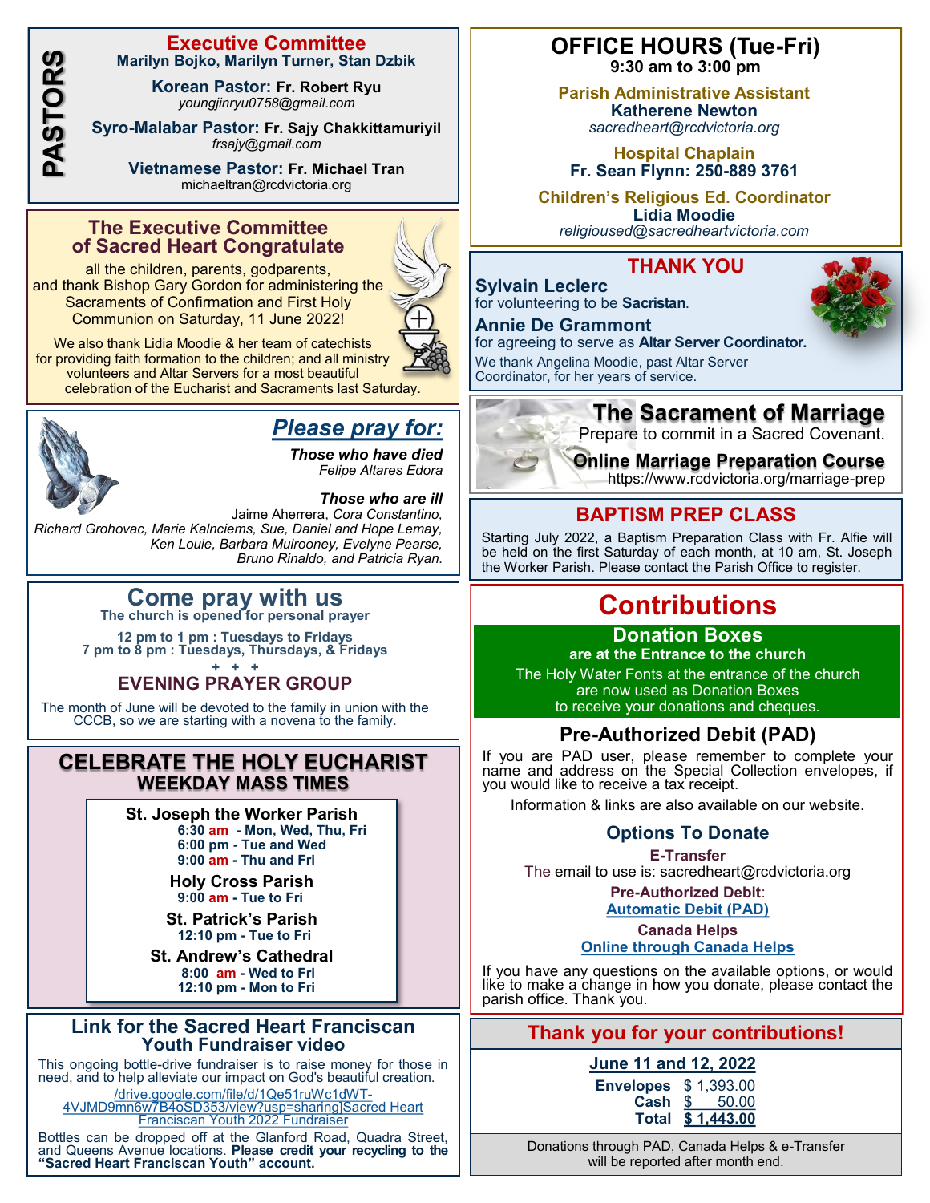## PASTORS

### Executive Committee

**Marilyn Bojko, Marilyn Turner, Stan Dzbik**

**Korean Pastor: Fr. Robert Ryu**
*youngjinryu0758@gmail.com*

**Syro-Malabar Pastor: Fr. Sajy Chakkittamuriyil**
*frsajy@gmail.com*

**Vietnamese Pastor: Fr. Michael Tran**
michaeltran@rcdvictoria.org

### The Executive Committee of Sacred Heart Congratulate

all the children, parents, godparents, and thank Bishop Gary Gordon for administering the Sacraments of Confirmation and First Holy Communion on Saturday, 11 June 2022!

We also thank Lidia Moodie & her team of catechists for providing faith formation to the children; and all ministry volunteers and Altar Servers for a most beautiful celebration of the Eucharist and Sacraments last Saturday.

## *Please pray for:*

***Those who have died***
*Felipe Altares Edora*

***Those who are ill***
Jaime Aherrera, *Cora Constantino, Richard Grohovac, Marie Kalnciems, Sue, Daniel and Hope Lemay, Ken Louie, Barbara Mulrooney, Evelyne Pearse, Bruno Rinaldo, and Patricia Ryan.*

## Come pray with us

**The church is opened for personal prayer**

**12 pm to 1 pm : Tuesdays to Fridays**
**7 pm to 8 pm : Tuesdays, Thursdays, & Fridays**

\+ + +

### EVENING PRAYER GROUP

The month of June will be devoted to the family in union with the CCCB, so we are starting with a novena to the family.

## CELEBRATE THE HOLY EUCHARIST

### WEEKDAY MASS TIMES

**St. Joseph the Worker Parish**
**6:30 am - Mon, Wed, Thu, Fri**
**6:00 pm - Tue and Wed**
**9:00 am - Thu and Fri**

**Holy Cross Parish**
**9:00 am - Tue to Fri**

**St. Patrick's Parish**
**12:10 pm - Tue to Fri**

**St. Andrew's Cathedral**
**8:00 am - Wed to Fri**
**12:10 pm - Mon to Fri**

### Link for the Sacred Heart Franciscan Youth Fundraiser video

This ongoing bottle-drive fundraiser is to raise money for those in need, and to help alleviate our impact on God's beautiful creation.

/drive.google.com/file/d/1Qe51ruWc1dWT-4VJMD9mn6w7B4oSD353/view?usp=sharing]Sacred Heart Franciscan Youth 2022 Fundraiser

Bottles can be dropped off at the Glanford Road, Quadra Street, and Queens Avenue locations. **Please credit your recycling to the "Sacred Heart Franciscan Youth" account.**

## OFFICE HOURS (Tue-Fri)

**9:30 am to 3:00 pm**

**Parish Administrative Assistant**
**Katherene Newton**
*sacredheart@rcdvictoria.org*

**Hospital Chaplain**
**Fr. Sean Flynn: 250-889 3761**

**Children's Religious Ed. Coordinator**
**Lidia Moodie**
*religiousEd@sacredheartvictoria.com*

### THANK YOU

**Sylvain Leclerc**
for volunteering to be **Sacristan**.

**Annie De Grammont**
for agreeing to serve as **Altar Server Coordinator.**

We thank Angelina Moodie, past Altar Server Coordinator, for her years of service.

### The Sacrament of Marriage

Prepare to commit in a Sacred Covenant.

**Online Marriage Preparation Course**
https://www.rcdvictoria.org/marriage-prep

### BAPTISM PREP CLASS

Starting July 2022, a Baptism Preparation Class with Fr. Alfie will be held on the first Saturday of each month, at 10 am, St. Joseph the Worker Parish. Please contact the Parish Office to register.

## Contributions

### Donation Boxes

**are at the Entrance to the church**

The Holy Water Fonts at the entrance of the church are now used as Donation Boxes to receive your donations and cheques.

### Pre-Authorized Debit (PAD)

If you are PAD user, please remember to complete your name and address on the Special Collection envelopes, if you would like to receive a tax receipt.

Information & links are also available on our website.

### Options To Donate

**E-Transfer**
The email to use is: sacredheart@rcdvictoria.org

**Pre-Authorized Debit**:
**Automatic Debit (PAD)**

**Canada Helps**
**Online through Canada Helps**

If you have any questions on the available options, or would like to make a change in how you donate, please contact the parish office. Thank you.

### Thank you for your contributions!

**June 11 and 12, 2022**

| | |
|---|---|
| **Envelopes** | $ 1,393.00 |
| **Cash** | $ 50.00 |
| **Total** | **$ 1,443.00** |

Donations through PAD, Canada Helps & e-Transfer will be reported after month end.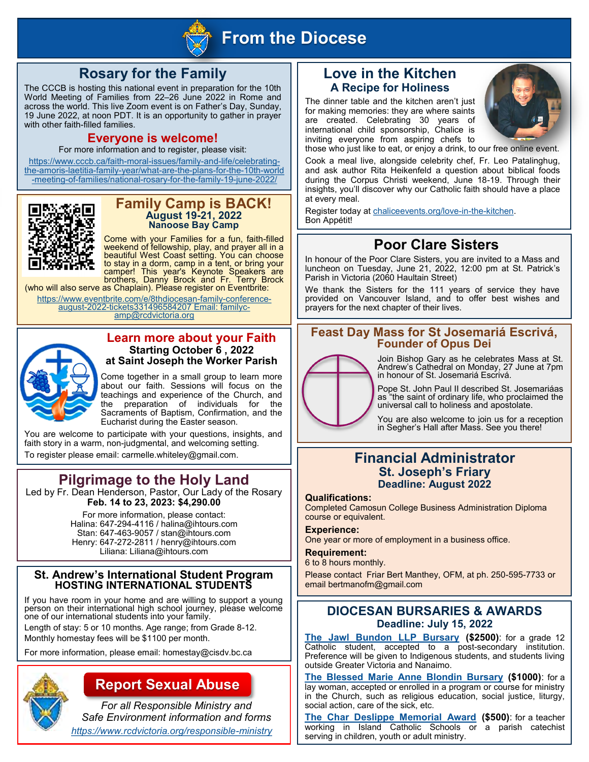# From the Diocese

## Rosary for the Family

The CCCB is hosting this national event in preparation for the 10th World Meeting of Families from 22–26 June 2022 in Rome and across the world. This live Zoom event is on Father's Day, Sunday, 19 June 2022, at noon PDT. It is an opportunity to gather in prayer with other faith-filled families.

### Everyone is welcome!

For more information and to register, please visit:

https://www.cccb.ca/faith-moral-issues/family-and-life/celebrating-the-amoris-laetitia-family-year/what-are-the-plans-for-the-10th-world-meeting-of-families/national-rosary-for-the-family-19-june-2022/

## Family Camp is BACK!

**August 19-21, 2022**
**Nanoose Bay Camp**

Come with your Families for a fun, faith-filled weekend of fellowship, play, and prayer all in a beautiful West Coast setting. You can choose to stay in a dorm, camp in a tent, or bring your camper! This year's Keynote Speakers are brothers, Danny Brock and Fr. Terry Brock (who will also serve as Chaplain). Please register on Eventbrite:

https://www.eventbrite.com/e/8thdiocesan-family-conference-august-2022-tickets331496584207 Email: familycamp@rcdvictoria.org

## Learn more about your Faith

**Starting October 6 , 2022**
**at Saint Joseph the Worker Parish**

Come together in a small group to learn more about our faith. Sessions will focus on the teachings and experience of the Church, and the preparation of individuals for the Sacraments of Baptism, Confirmation, and the Eucharist during the Easter season.

You are welcome to participate with your questions, insights, and faith story in a warm, non-judgmental, and welcoming setting.

To register please email: carmelle.whiteley@gmail.com.

## Pilgrimage to the Holy Land

Led by Fr. Dean Henderson, Pastor, Our Lady of the Rosary
**Feb. 14 to 23, 2023: $4,290.00**

For more information, please contact:
Halina: 647-294-4116 / halina@ihtours.com
Stan: 647-463-9057 / stan@ihtours.com
Henry: 647-272-2811 / henry@ihtours.com
Liliana: Liliana@ihtours.com

## St. Andrew's International Student Program
### HOSTING INTERNATIONAL STUDENTS

If you have room in your home and are willing to support a young person on their international high school journey, please welcome one of our international students into your family.

Length of stay: 5 or 10 months. Age range; from Grade 8-12.
Monthly homestay fees will be $1100 per month.

For more information, please email: homestay@cisdv.bc.ca

## Report Sexual Abuse

*For all Responsible Ministry and Safe Environment information and forms*

*https://www.rcdvictoria.org/responsible-ministry*

## Love in the Kitchen
### A Recipe for Holiness

The dinner table and the kitchen aren't just for making memories: they are where saints are created. Celebrating 30 years of international child sponsorship, Chalice is inviting everyone from aspiring chefs to those who just like to eat, or enjoy a drink, to our free online event.

Cook a meal live, alongside celebrity chef, Fr. Leo Patalinghug, and ask author Rita Heikenfeld a question about biblical foods during the Corpus Christi weekend, June 18-19. Through their insights, you'll discover why our Catholic faith should have a place at every meal.

Register today at chaliceevents.org/love-in-the-kitchen.
Bon Appétit!

## Poor Clare Sisters

In honour of the Poor Clare Sisters, you are invited to a Mass and luncheon on Tuesday, June 21, 2022, 12:00 pm at St. Patrick's Parish in Victoria (2060 Haultain Street)

We thank the Sisters for the 111 years of service they have provided on Vancouver Island, and to offer best wishes and prayers for the next chapter of their lives.

## Feast Day Mass for St Josemariá Escrivá, Founder of Opus Dei

Join Bishop Gary as he celebrates Mass at St. Andrew's Cathedral on Monday, 27 June at 7pm in honour of St. Josemariá Escrivá.

Pope St. John Paul II described St. Josemariáas as "the saint of ordinary life, who proclaimed the universal call to holiness and apostolate.

You are also welcome to join us for a reception in Segher's Hall after Mass. See you there!

## Financial Administrator
### St. Joseph's Friary
**Deadline: August 2022**

**Qualifications:**
Completed Camosun College Business Administration Diploma course or equivalent.

**Experience:**
One year or more of employment in a business office.

**Requirement:**
6 to 8 hours monthly.

Please contact Friar Bert Manthey, OFM, at ph. 250-595-7733 or email bertmanofm@gmail.com

## DIOCESAN BURSARIES & AWARDS
**Deadline: July 15, 2022**

**The Jawl Bundon LLP Bursary** **($2500)**: for a grade 12 Catholic student, accepted to a post-secondary institution. Preference will be given to Indigenous students, and students living outside Greater Victoria and Nanaimo.

**The Blessed Marie Anne Blondin Bursary** **($1000)**: for a lay woman, accepted or enrolled in a program or course for ministry in the Church, such as religious education, social justice, liturgy, social action, care of the sick, etc.

**The Char Deslippe Memorial Award** **($500)**: for a teacher working in Island Catholic Schools or a parish catechist serving in children, youth or adult ministry.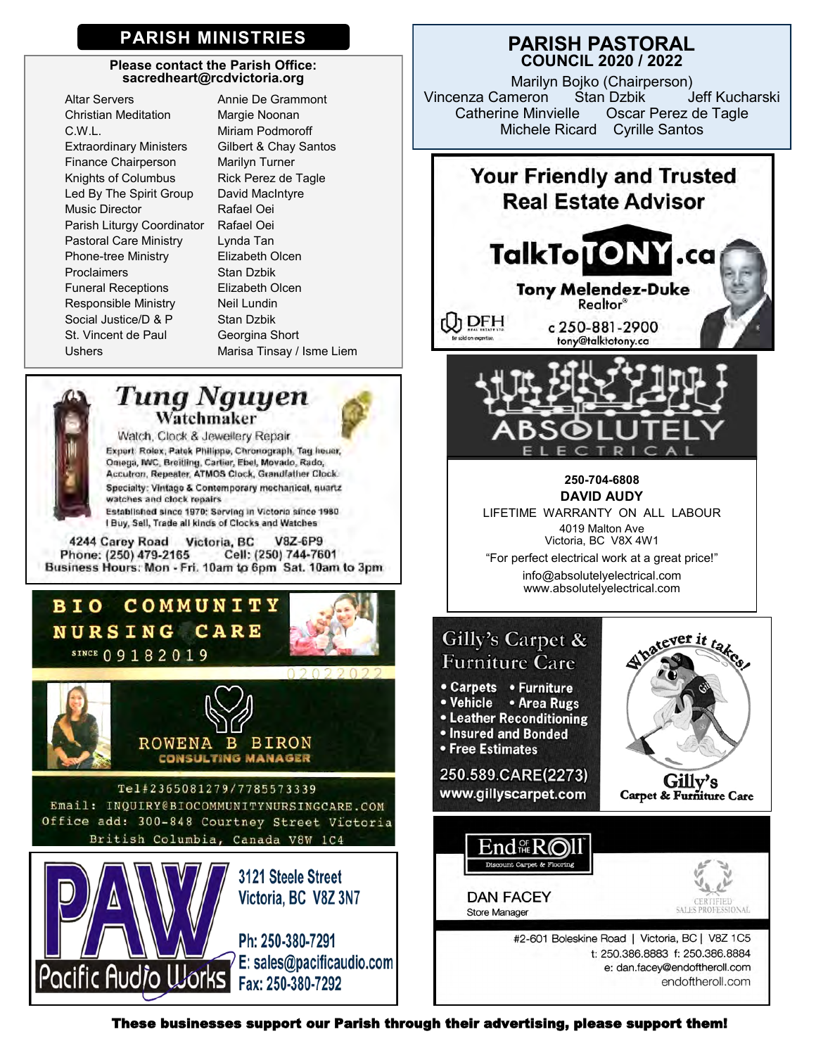## PARISH MINISTRIES

**Please contact the Parish Office: sacredheart@rcdvictoria.org**

| | |
|---|---|
| Altar Servers | Annie De Grammont |
| Christian Meditation | Margie Noonan |
| C.W.L. | Miriam Podmoroff |
| Extraordinary Ministers | Gilbert & Chay Santos |
| Finance Chairperson | Marilyn Turner |
| Knights of Columbus | Rick Perez de Tagle |
| Led By The Spirit Group | David MacIntyre |
| Music Director | Rafael Oei |
| Parish Liturgy Coordinator | Rafael Oei |
| Pastoral Care Ministry | Lynda Tan |
| Phone-tree Ministry | Elizabeth Olcen |
| Proclaimers | Stan Dzbik |
| Funeral Receptions | Elizabeth Olcen |
| Responsible Ministry | Neil Lundin |
| Social Justice/D & P | Stan Dzbik |
| St. Vincent de Paul | Georgina Short |
| Ushers | Marisa Tinsay / Isme Liem |

## PARISH PASTORAL COUNCIL 2020 / 2022

Marilyn Bojko (Chairperson)
Vincenza Cameron  Stan Dzbik  Jeff Kucharski
Catherine Minvielle  Oscar Perez de Tagle
Michele Ricard  Cyrille Santos

**Tung Nguyen**
Watchmaker
Watch, Clock & Jewellery Repair
Expert: Rolex, Patek Philippe, Chronograph, Tag heuer, Omega, IWC, Breitling, Cartier, Ebel, Movado, Rado, Accutron, Repeater, ATMOS Clock, Grandfather Clock
Specialty: Vintage & Contemporary mechanical, quartz watches and clock repairs
Established since 1970: Serving in Victoria since 1980
I Buy, Sell, Trade all kinds of Clocks and Watches
4244 Carey Road Victoria, BC V8Z-6P9
Phone: (250) 479-2165 Cell: (250) 744-7601
Business Hours: Mon - Fri. 10am to 6pm Sat. 10am to 3pm

**Your Friendly and Trusted Real Estate Advisor**
TalkToTONY.ca
Tony Melendez-Duke
Realtor®
DFH Real Estate Ltd. Be sold on expertise.
c 250-881-2900
tony@talktotony.ca

**ABSOLUTELY ELECTRICAL**
250-704-6808
DAVID AUDY
LIFETIME WARRANTY ON ALL LABOUR
4019 Malton Ave
Victoria, BC V8X 4W1
"For perfect electrical work at a great price!"
info@absolutelyelectrical.com
www.absolutelyelectrical.com

**BIO COMMUNITY NURSING CARE**
SINCE 09182019
02022022
ROWENA B BIRON
CONSULTING MANAGER
Tel#2365081279/7785573339
Email: INQUIRY@BIOCOMMUNITYNURSINGCARE.COM
Office add: 300-848 Courtney Street Victoria British Columbia, Canada V8W 1C4

**Gilly's Carpet & Furniture Care**
- Carpets
- Furniture
- Vehicle
- Area Rugs
- Leather Reconditioning
- Insured and Bonded
- Free Estimates

250.589.CARE(2273)
www.gillyscarpet.com
Whatever it takes!
Gilly's Carpet & Furniture Care

**PAW Pacific Audio Works**
3121 Steele Street
Victoria, BC V8Z 3N7
Ph: 250-380-7291
E: sales@pacificaudio.com
Fax: 250-380-7292

**End of the Roll** Discount Carpet & Flooring
DAN FACEY
Store Manager
CERTIFIED SALES PROFESSIONAL
#2-601 Boleskine Road | Victoria, BC | V8Z 1C5
t: 250.386.8883 f: 250.386.8884
e: dan.facey@endoftheroll.com
endoftheroll.com

**These businesses support our Parish through their advertising, please support them!**